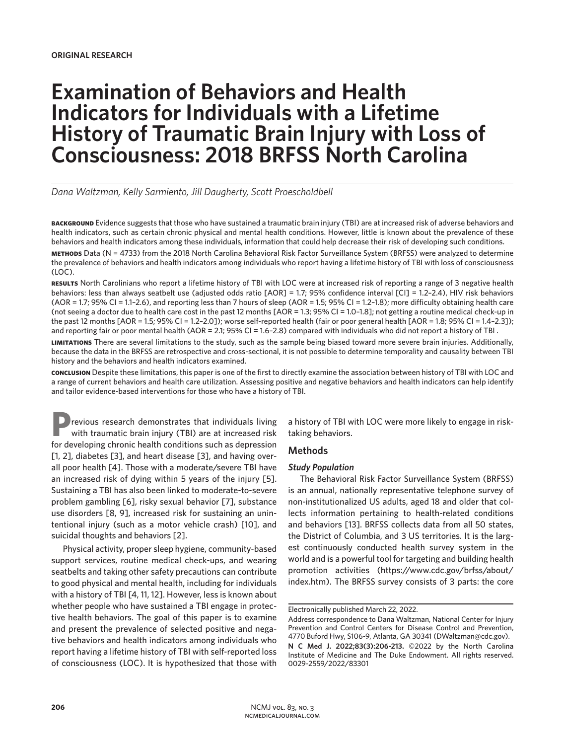**ORIGINAL RESEARCH**

# Examination of Behaviors and Health Indicators for Individuals with a Lifetime History of Traumatic Brain Injury with Loss of Consciousness: 2018 BRFSS North Carolina

*Dana Waltzman, Kelly Sarmiento, Jill Daugherty, Scott Proescholdbell*

**BACKGROUND** Evidence suggests that those who have sustained a traumatic brain injury (TBI) are at increased risk of adverse behaviors and health indicators, such as certain chronic physical and mental health conditions. However, little is known about the prevalence of these behaviors and health indicators among these individuals, information that could help decrease their risk of developing such conditions.

**METHODS** Data (N = 4733) from the 2018 North Carolina Behavioral Risk Factor Surveillance System (BRFSS) were analyzed to determine the prevalence of behaviors and health indicators among individuals who report having a lifetime history of TBI with loss of consciousness (LOC).

**RESULTS** North Carolinians who report a lifetime history of TBI with LOC were at increased risk of reporting a range of 3 negative health behaviors: less than always seatbelt use (adjusted odds ratio [AOR] = 1.7; 95% confidence interval [CI] = 1.2–2.4), HIV risk behaviors (AOR = 1.7; 95% CI = 1.1–2.6), and reporting less than 7 hours of sleep (AOR = 1.5; 95% CI = 1.2–1.8); more difficulty obtaining health care (not seeing a doctor due to health care cost in the past 12 months [AOR = 1.3; 95% CI = 1.0–1.8]; not getting a routine medical check-up in the past 12 months [AOR = 1.5; 95% CI = 1.2–2.0]); worse self-reported health (fair or poor general health [AOR = 1.8; 95% CI = 1.4–2.3]); and reporting fair or poor mental health (AOR = 2.1; 95% CI = 1.6–2.8) compared with individuals who did not report a history of TBI .

**LIMITATIONS** There are several limitations to the study, such as the sample being biased toward more severe brain injuries. Additionally, because the data in the BRFSS are retrospective and cross-sectional, it is not possible to determine temporality and causality between TBI history and the behaviors and health indicators examined.

**CONCLUSION** Despite these limitations, this paper is one of the first to directly examine the association between history of TBI with LOC and a range of current behaviors and health care utilization. Assessing positive and negative behaviors and health indicators can help identify and tailor evidence-based interventions for those who have a history of TBI.

Previous research demonstrates that individuals living with traumatic brain injury (TBI) are at increased risk for developing chronic health conditions such as depression [1, 2], diabetes [3], and heart disease [3], and having overall poor health [4]. Those with a moderate/severe TBI have an increased risk of dying within 5 years of the injury [5]. Sustaining a TBI has also been linked to moderate-to-severe problem gambling [6], risky sexual behavior [7], substance use disorders [8, 9], increased risk for sustaining an unintentional injury (such as a motor vehicle crash) [10], and suicidal thoughts and behaviors [2].

Physical activity, proper sleep hygiene, community-based support services, routine medical check-ups, and wearing seatbelts and taking other safety precautions can contribute to good physical and mental health, including for individuals with a history of TBI [4, 11, 12]. However, less is known about whether people who have sustained a TBI engage in protective health behaviors. The goal of this paper is to examine and present the prevalence of selected positive and negative behaviors and health indicators among individuals who report having a lifetime history of TBI with self-reported loss of consciousness (LOC). It is hypothesized that those with a history of TBI with LOC were more likely to engage in risk-taking behaviors.

## Methods

### *Study Population*

The Behavioral Risk Factor Surveillance System (BRFSS) is an annual, nationally representative telephone survey of non-institutionalized US adults, aged 18 and older that collects information pertaining to health-related conditions and behaviors [13]. BRFSS collects data from all 50 states, the District of Columbia, and 3 US territories. It is the largest continuously conducted health survey system in the world and is a powerful tool for targeting and building health promotion activities (https://www.cdc.gov/brfss/about/index.htm). The BRFSS survey consists of 3 parts: the core

---

Electronically published March 22, 2022.

Address correspondence to Dana Waltzman, National Center for Injury Prevention and Control Centers for Disease Control and Prevention, 4770 Buford Hwy, S106-9, Atlanta, GA 30341 (DWaltzman@cdc.gov).

**N C Med J. 2022;83(3):206-213.** ©2022 by the North Carolina Institute of Medicine and The Duke Endowment. All rights reserved. 0029-2559/2022/83301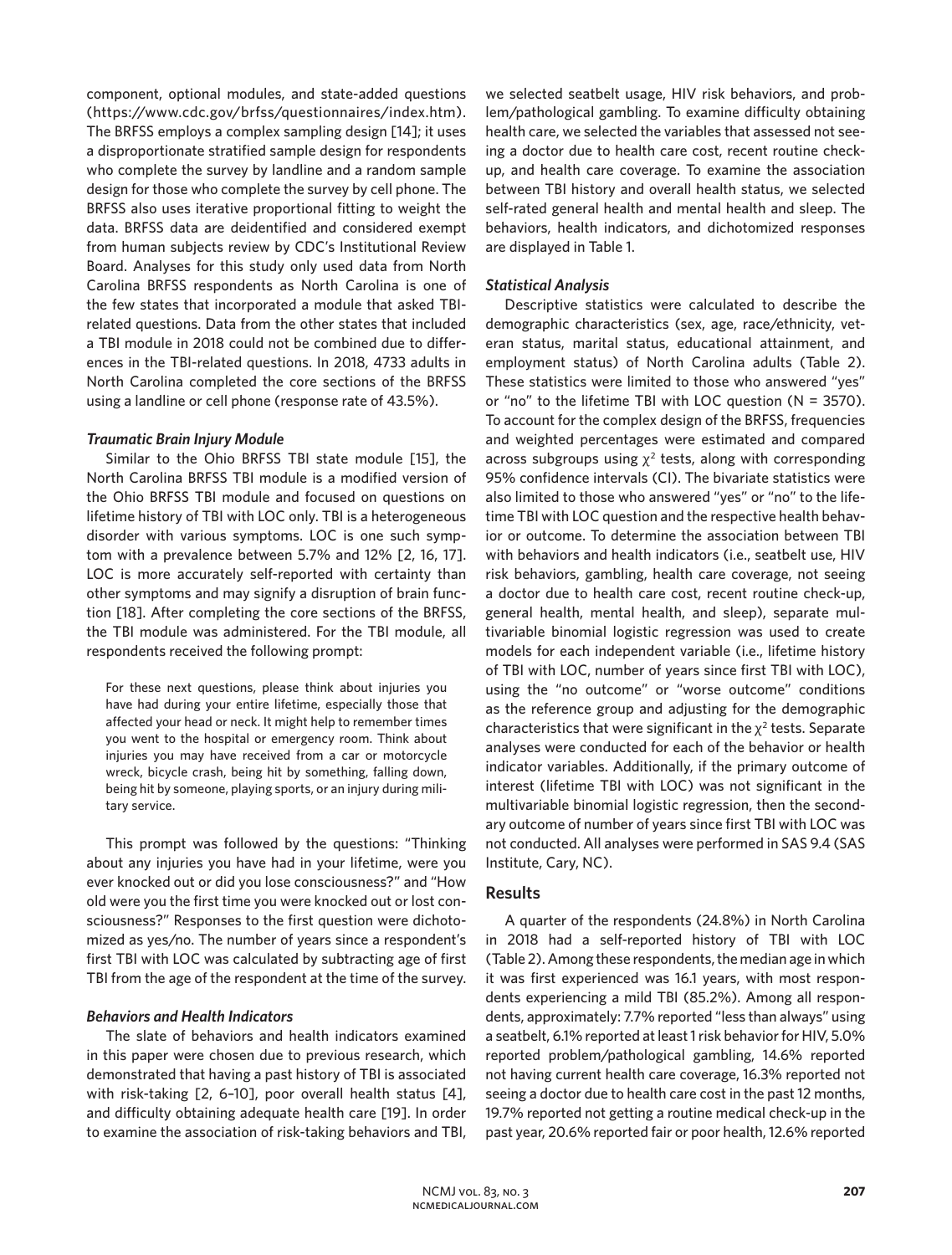component, optional modules, and state-added questions (https://www.cdc.gov/brfss/questionnaires/index.htm). The BRFSS employs a complex sampling design [14]; it uses a disproportionate stratified sample design for respondents who complete the survey by landline and a random sample design for those who complete the survey by cell phone. The BRFSS also uses iterative proportional fitting to weight the data. BRFSS data are deidentified and considered exempt from human subjects review by CDC's Institutional Review Board. Analyses for this study only used data from North Carolina BRFSS respondents as North Carolina is one of the few states that incorporated a module that asked TBI-related questions. Data from the other states that included a TBI module in 2018 could not be combined due to differences in the TBI-related questions. In 2018, 4733 adults in North Carolina completed the core sections of the BRFSS using a landline or cell phone (response rate of 43.5%).

### *Traumatic Brain Injury Module*

Similar to the Ohio BRFSS TBI state module [15], the North Carolina BRFSS TBI module is a modified version of the Ohio BRFSS TBI module and focused on questions on lifetime history of TBI with LOC only. TBI is a heterogeneous disorder with various symptoms. LOC is one such symptom with a prevalence between 5.7% and 12% [2, 16, 17]. LOC is more accurately self-reported with certainty than other symptoms and may signify a disruption of brain function [18]. After completing the core sections of the BRFSS, the TBI module was administered. For the TBI module, all respondents received the following prompt:

> For these next questions, please think about injuries you have had during your entire lifetime, especially those that affected your head or neck. It might help to remember times you went to the hospital or emergency room. Think about injuries you may have received from a car or motorcycle wreck, bicycle crash, being hit by something, falling down, being hit by someone, playing sports, or an injury during military service.

This prompt was followed by the questions: "Thinking about any injuries you have had in your lifetime, were you ever knocked out or did you lose consciousness?" and "How old were you the first time you were knocked out or lost consciousness?" Responses to the first question were dichotomized as yes/no. The number of years since a respondent's first TBI with LOC was calculated by subtracting age of first TBI from the age of the respondent at the time of the survey.

### *Behaviors and Health Indicators*

The slate of behaviors and health indicators examined in this paper were chosen due to previous research, which demonstrated that having a past history of TBI is associated with risk-taking [2, 6–10], poor overall health status [4], and difficulty obtaining adequate health care [19]. In order to examine the association of risk-taking behaviors and TBI, we selected seatbelt usage, HIV risk behaviors, and problem/pathological gambling. To examine difficulty obtaining health care, we selected the variables that assessed not seeing a doctor due to health care cost, recent routine checkup, and health care coverage. To examine the association between TBI history and overall health status, we selected self-rated general health and mental health and sleep. The behaviors, health indicators, and dichotomized responses are displayed in Table 1.

### *Statistical Analysis*

Descriptive statistics were calculated to describe the demographic characteristics (sex, age, race/ethnicity, veteran status, marital status, educational attainment, and employment status) of North Carolina adults (Table 2). These statistics were limited to those who answered "yes" or "no" to the lifetime TBI with LOC question (N = 3570). To account for the complex design of the BRFSS, frequencies and weighted percentages were estimated and compared across subgroups using $\chi^2$ tests, along with corresponding 95% confidence intervals (CI). The bivariate statistics were also limited to those who answered "yes" or "no" to the lifetime TBI with LOC question and the respective health behavior or outcome. To determine the association between TBI with behaviors and health indicators (i.e., seatbelt use, HIV risk behaviors, gambling, health care coverage, not seeing a doctor due to health care cost, recent routine check-up, general health, mental health, and sleep), separate multivariable binomial logistic regression was used to create models for each independent variable (i.e., lifetime history of TBI with LOC, number of years since first TBI with LOC), using the "no outcome" or "worse outcome" conditions as the reference group and adjusting for the demographic characteristics that were significant in the $\chi^2$ tests. Separate analyses were conducted for each of the behavior or health indicator variables. Additionally, if the primary outcome of interest (lifetime TBI with LOC) was not significant in the multivariable binomial logistic regression, then the secondary outcome of number of years since first TBI with LOC was not conducted. All analyses were performed in SAS 9.4 (SAS Institute, Cary, NC).

## Results

A quarter of the respondents (24.8%) in North Carolina in 2018 had a self-reported history of TBI with LOC (Table 2). Among these respondents, the median age in which it was first experienced was 16.1 years, with most respondents experiencing a mild TBI (85.2%). Among all respondents, approximately: 7.7% reported "less than always" using a seatbelt, 6.1% reported at least 1 risk behavior for HIV, 5.0% reported problem/pathological gambling, 14.6% reported not having current health care coverage, 16.3% reported not seeing a doctor due to health care cost in the past 12 months, 19.7% reported not getting a routine medical check-up in the past year, 20.6% reported fair or poor health, 12.6% reported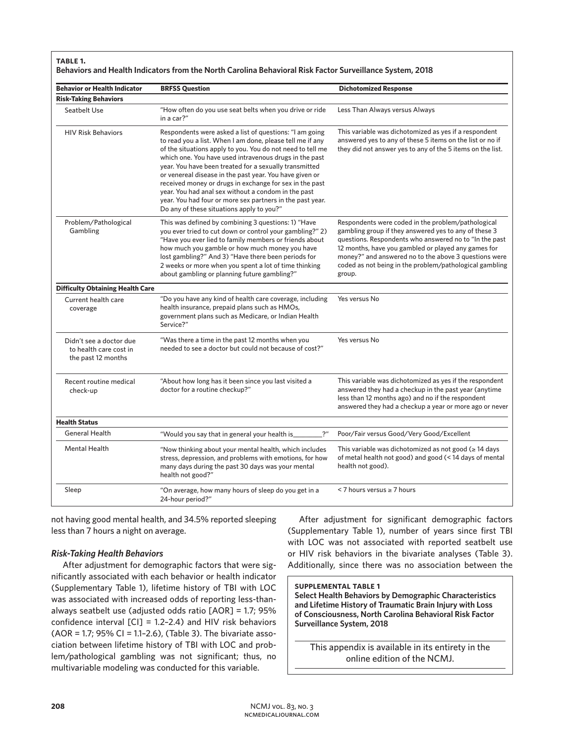**TABLE 1.**
**Behaviors and Health Indicators from the North Carolina Behavioral Risk Factor Surveillance System, 2018**

| Behavior or Health Indicator | BRFSS Question | Dichotomized Response |
|---|---|---|
| **Risk-Taking Behaviors** | | |
| Seatbelt Use | "How often do you use seat belts when you drive or ride in a car?" | Less Than Always versus Always |
| HIV Risk Behaviors | Respondents were asked a list of questions: "I am going to read you a list. When I am done, please tell me if any of the situations apply to you. You do not need to tell me which one. You have used intravenous drugs in the past year. You have been treated for a sexually transmitted or venereal disease in the past year. You have given or received money or drugs in exchange for sex in the past year. You had anal sex without a condom in the past year. You had four or more sex partners in the past year. Do any of these situations apply to you?" | This variable was dichotomized as yes if a respondent answered yes to any of these 5 items on the list or no if they did not answer yes to any of the 5 items on the list. |
| Problem/Pathological Gambling | This was defined by combining 3 questions: 1) "Have you ever tried to cut down or control your gambling?" 2) "Have you ever lied to family members or friends about how much you gamble or how much money you have lost gambling?" And 3) "Have there been periods for 2 weeks or more when you spent a lot of time thinking about gambling or planning future gambling?" | Respondents were coded in the problem/pathological gambling group if they answered yes to any of these 3 questions. Respondents who answered no to "In the past 12 months, have you gambled or played any games for money?" and answered no to the above 3 questions were coded as not being in the problem/pathological gambling group. |
| **Difficulty Obtaining Health Care** | | |
| Current health care coverage | "Do you have any kind of health care coverage, including health insurance, prepaid plans such as HMOs, government plans such as Medicare, or Indian Health Service?" | Yes versus No |
| Didn't see a doctor due to health care cost in the past 12 months | "Was there a time in the past 12 months when you needed to see a doctor but could not because of cost?" | Yes versus No |
| Recent routine medical check-up | "About how long has it been since you last visited a doctor for a routine checkup?" | This variable was dichotomized as yes if the respondent answered they had a checkup in the past year (anytime less than 12 months ago) and no if the respondent answered they had a checkup a year or more ago or never |
| **Health Status** | | |
| General Health | "Would you say that in general your health is________?" | Poor/Fair versus Good/Very Good/Excellent |
| Mental Health | "Now thinking about your mental health, which includes stress, depression, and problems with emotions, for how many days during the past 30 days was your mental health not good?" | This variable was dichotomized as not good (≥ 14 days of metal health not good) and good (< 14 days of mental health not good). |
| Sleep | "On average, how many hours of sleep do you get in a 24-hour period?" | < 7 hours versus ≥ 7 hours |

not having good mental health, and 34.5% reported sleeping less than 7 hours a night on average.

### *Risk-Taking Health Behaviors*

After adjustment for demographic factors that were significantly associated with each behavior or health indicator (Supplementary Table 1), lifetime history of TBI with LOC was associated with increased odds of reporting less-than-always seatbelt use (adjusted odds ratio [AOR] = 1.7; 95% confidence interval [CI] = 1.2–2.4) and HIV risk behaviors (AOR = 1.7; 95% CI = 1.1–2.6), (Table 3). The bivariate association between lifetime history of TBI with LOC and problem/pathological gambling was not significant; thus, no multivariable modeling was conducted for this variable.

After adjustment for significant demographic factors (Supplementary Table 1), number of years since first TBI with LOC was not associated with reported seatbelt use or HIV risk behaviors in the bivariate analyses (Table 3). Additionally, since there was no association between the

**SUPPLEMENTAL TABLE 1**
**Select Health Behaviors by Demographic Characteristics and Lifetime History of Traumatic Brain Injury with Loss of Consciousness, North Carolina Behavioral Risk Factor Surveillance System, 2018**

This appendix is available in its entirety in the online edition of the NCMJ.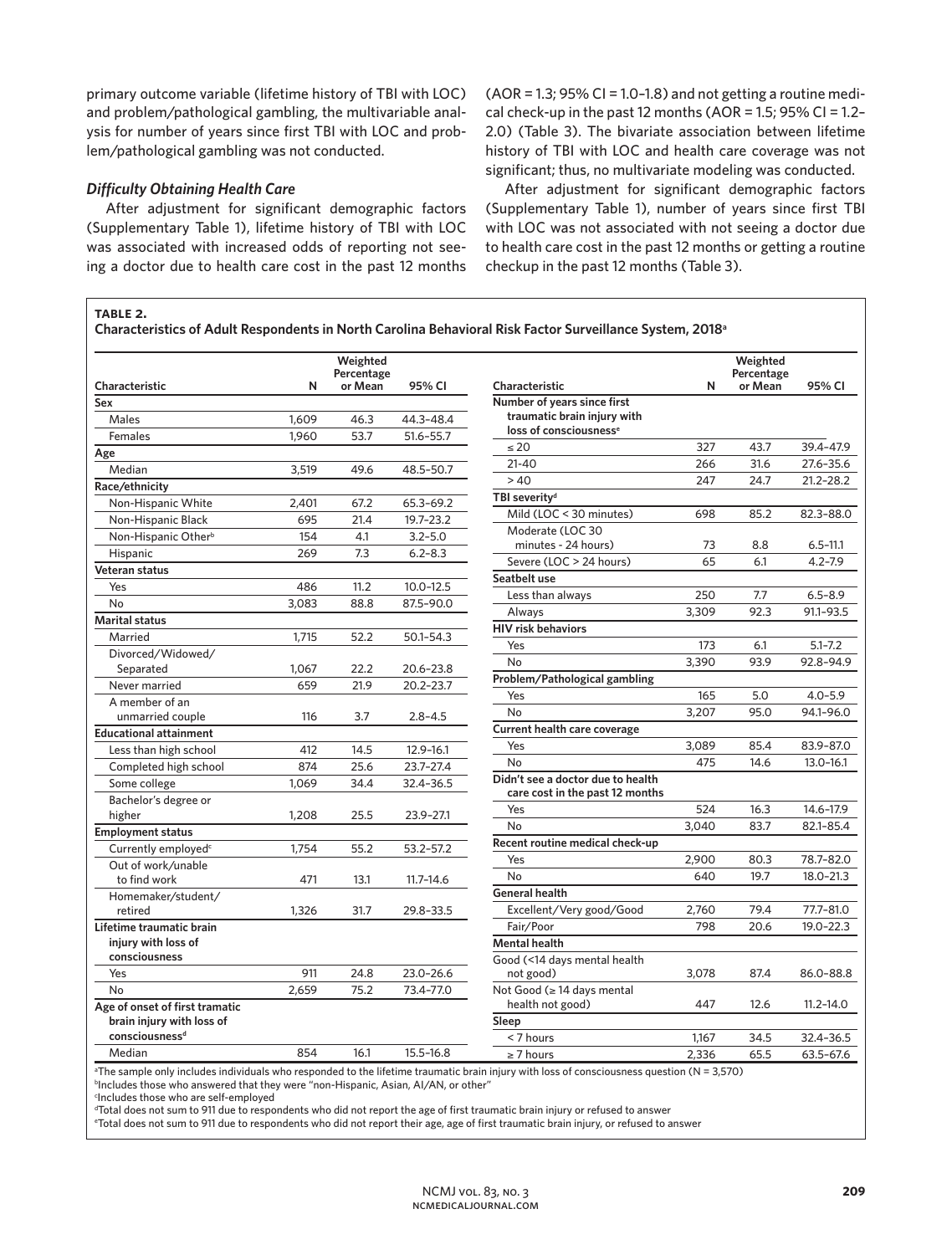primary outcome variable (lifetime history of TBI with LOC) and problem/pathological gambling, the multivariable analysis for number of years since first TBI with LOC and problem/pathological gambling was not conducted.

### *Difficulty Obtaining Health Care*

After adjustment for significant demographic factors (Supplementary Table 1), lifetime history of TBI with LOC was associated with increased odds of reporting not seeing a doctor due to health care cost in the past 12 months (AOR = 1.3; 95% CI = 1.0–1.8) and not getting a routine medical check-up in the past 12 months (AOR = 1.5; 95% CI = 1.2–2.0) (Table 3). The bivariate association between lifetime history of TBI with LOC and health care coverage was not significant; thus, no multivariate modeling was conducted.

After adjustment for significant demographic factors (Supplementary Table 1), number of years since first TBI with LOC was not associated with not seeing a doctor due to health care cost in the past 12 months or getting a routine checkup in the past 12 months (Table 3).

**TABLE 2.**
**Characteristics of Adult Respondents in North Carolina Behavioral Risk Factor Surveillance System, 2018[a]**

| Characteristic | N | Weighted Percentage or Mean | 95% CI |
|---|---|---|---|
| **Sex** | | | |
| Males | 1,609 | 46.3 | 44.3–48.4 |
| Females | 1,960 | 53.7 | 51.6–55.7 |
| **Age** | | | |
| Median | 3,519 | 49.6 | 48.5–50.7 |
| **Race/ethnicity** | | | |
| Non-Hispanic White | 2,401 | 67.2 | 65.3–69.2 |
| Non-Hispanic Black | 695 | 21.4 | 19.7–23.2 |
| Non-Hispanic Other[b] | 154 | 4.1 | 3.2–5.0 |
| Hispanic | 269 | 7.3 | 6.2–8.3 |
| **Veteran status** | | | |
| Yes | 486 | 11.2 | 10.0–12.5 |
| No | 3,083 | 88.8 | 87.5–90.0 |
| **Marital status** | | | |
| Married | 1,715 | 52.2 | 50.1–54.3 |
| Divorced/Widowed/ Separated | 1,067 | 22.2 | 20.6–23.8 |
| Never married | 659 | 21.9 | 20.2–23.7 |
| A member of an unmarried couple | 116 | 3.7 | 2.8–4.5 |
| **Educational attainment** | | | |
| Less than high school | 412 | 14.5 | 12.9–16.1 |
| Completed high school | 874 | 25.6 | 23.7–27.4 |
| Some college | 1,069 | 34.4 | 32.4–36.5 |
| Bachelor's degree or higher | 1,208 | 25.5 | 23.9–27.1 |
| **Employment status** | | | |
| Currently employed[c] | 1,754 | 55.2 | 53.2–57.2 |
| Out of work/unable to find work | 471 | 13.1 | 11.7–14.6 |
| Homemaker/student/ retired | 1,326 | 31.7 | 29.8–33.5 |
| **Lifetime traumatic brain injury with loss of consciousness** | | | |
| Yes | 911 | 24.8 | 23.0–26.6 |
| No | 2,659 | 75.2 | 73.4–77.0 |
| **Age of onset of first tramatic brain injury with loss of consciousness[d]** | | | |
| Median | 854 | 16.1 | 15.5–16.8 |
| **Number of years since first traumatic brain injury with loss of consciousness[e]** | | | |
| ≤ 20 | 327 | 43.7 | 39.4–47.9 |
| 21-40 | 266 | 31.6 | 27.6–35.6 |
| > 40 | 247 | 24.7 | 21.2–28.2 |
| **TBI severity[d]** | | | |
| Mild (LOC < 30 minutes) | 698 | 85.2 | 82.3–88.0 |
| Moderate (LOC 30 minutes - 24 hours) | 73 | 8.8 | 6.5–11.1 |
| Severe (LOC > 24 hours) | 65 | 6.1 | 4.2–7.9 |
| **Seatbelt use** | | | |
| Less than always | 250 | 7.7 | 6.5–8.9 |
| Always | 3,309 | 92.3 | 91.1–93.5 |
| **HIV risk behaviors** | | | |
| Yes | 173 | 6.1 | 5.1–7.2 |
| No | 3,390 | 93.9 | 92.8–94.9 |
| **Problem/Pathological gambling** | | | |
| Yes | 165 | 5.0 | 4.0–5.9 |
| No | 3,207 | 95.0 | 94.1–96.0 |
| **Current health care coverage** | | | |
| Yes | 3,089 | 85.4 | 83.9–87.0 |
| No | 475 | 14.6 | 13.0–16.1 |
| **Didn't see a doctor due to health care cost in the past 12 months** | | | |
| Yes | 524 | 16.3 | 14.6–17.9 |
| No | 3,040 | 83.7 | 82.1–85.4 |
| **Recent routine medical check-up** | | | |
| Yes | 2,900 | 80.3 | 78.7–82.0 |
| No | 640 | 19.7 | 18.0–21.3 |
| **General health** | | | |
| Excellent/Very good/Good | 2,760 | 79.4 | 77.7–81.0 |
| Fair/Poor | 798 | 20.6 | 19.0–22.3 |
| **Mental health** | | | |
| Good (<14 days mental health not good) | 3,078 | 87.4 | 86.0–88.8 |
| Not Good (≥ 14 days mental health not good) | 447 | 12.6 | 11.2–14.0 |
| **Sleep** | | | |
| < 7 hours | 1,167 | 34.5 | 32.4–36.5 |
| ≥ 7 hours | 2,336 | 65.5 | 63.5–67.6 |

[a]The sample only includes individuals who responded to the lifetime traumatic brain injury with loss of consciousness question (N = 3,570)
[b]Includes those who answered that they were "non-Hispanic, Asian, AI/AN, or other"
[c]Includes those who are self-employed
[d]Total does not sum to 911 due to respondents who did not report the age of first traumatic brain injury or refused to answer
[e]Total does not sum to 911 due to respondents who did not report their age, age of first traumatic brain injury, or refused to answer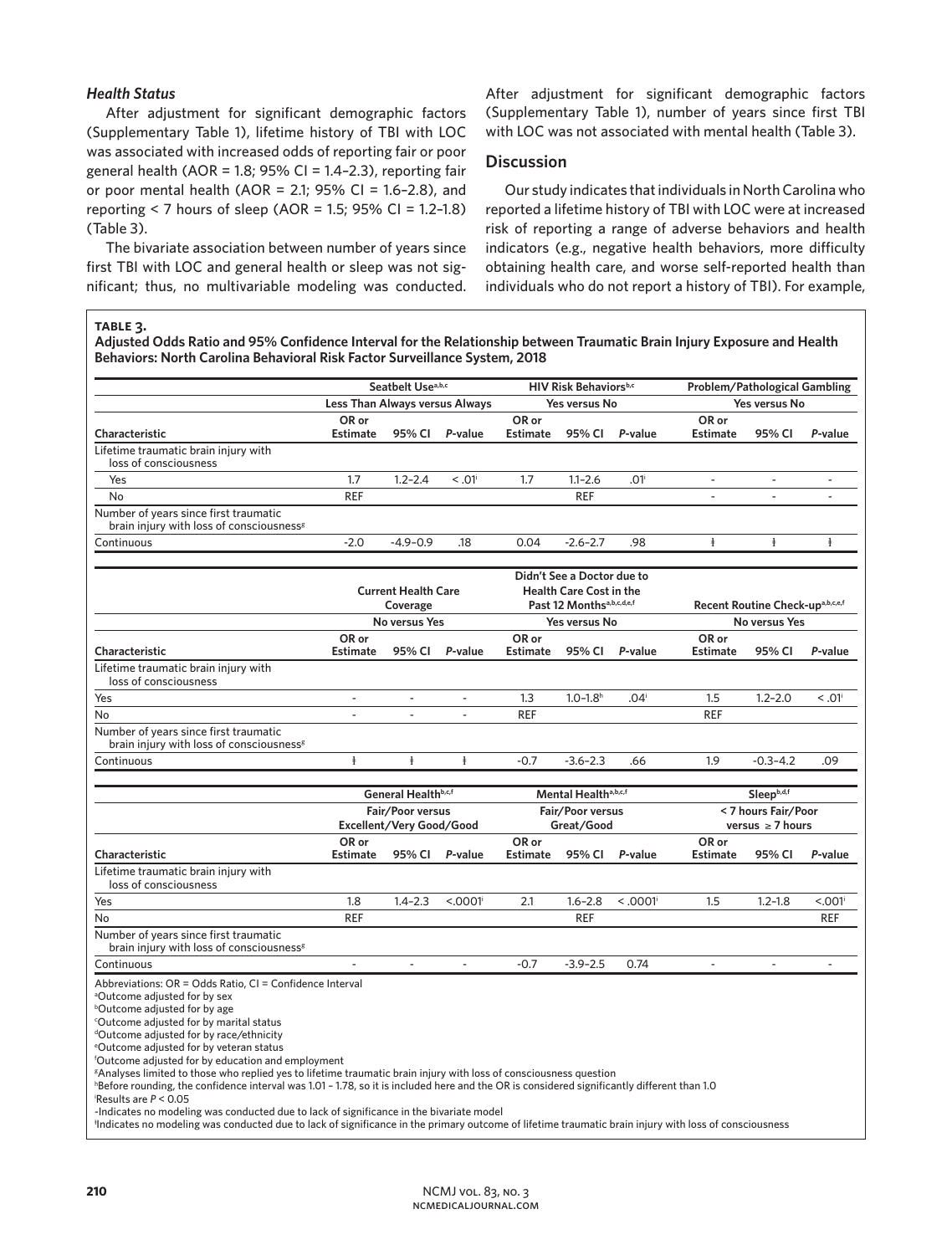### *Health Status*

After adjustment for significant demographic factors (Supplementary Table 1), lifetime history of TBI with LOC was associated with increased odds of reporting fair or poor general health (AOR = 1.8; 95% CI = 1.4–2.3), reporting fair or poor mental health (AOR = 2.1; 95% CI = 1.6–2.8), and reporting < 7 hours of sleep (AOR = 1.5; 95% CI = 1.2–1.8) (Table 3).

The bivariate association between number of years since first TBI with LOC and general health or sleep was not significant; thus, no multivariable modeling was conducted. After adjustment for significant demographic factors (Supplementary Table 1), number of years since first TBI with LOC was not associated with mental health (Table 3).

## Discussion

Our study indicates that individuals in North Carolina who reported a lifetime history of TBI with LOC were at increased risk of reporting a range of adverse behaviors and health indicators (e.g., negative health behaviors, more difficulty obtaining health care, and worse self-reported health than individuals who do not report a history of TBI). For example,

**TABLE 3.**
**Adjusted Odds Ratio and 95% Confidence Interval for the Relationship between Traumatic Brain Injury Exposure and Health Behaviors: North Carolina Behavioral Risk Factor Surveillance System, 2018**

| | Seatbelt Use[a,b,c] | | | HIV Risk Behaviors[b,c] | | | Problem/Pathological Gambling | | |
|---|---|---|---|---|---|---|---|---|---|
| | Less Than Always versus Always | | | Yes versus No | | | Yes versus No | | |
| Characteristic | OR or Estimate | 95% CI | *P*-value | OR or Estimate | 95% CI | *P*-value | OR or Estimate | 95% CI | *P*-value |
| Lifetime traumatic brain injury with loss of consciousness | | | | | | | | | |
| Yes | 1.7 | 1.2–2.4 | < .01[i] | 1.7 | 1.1–2.6 | .01[i] | - | - | - |
| No | REF | | | | REF | | - | - | - |
| Number of years since first traumatic brain injury with loss of consciousness[g] | | | | | | | | | |
| Continuous | -2.0 | -4.9–0.9 | .18 | 0.04 | -2.6–2.7 | .98 | ǂ | ǂ | ǂ |

| | Current Health Care Coverage | | | Didn't See a Doctor due to Health Care Cost in the Past 12 Months[a,b,c,d,e,f] | | | Recent Routine Check-up[a,b,c,e,f] | | |
|---|---|---|---|---|---|---|---|---|---|
| | No versus Yes | | | Yes versus No | | | No versus Yes | | |
| Characteristic | OR or Estimate | 95% CI | *P*-value | OR or Estimate | 95% CI | *P*-value | OR or Estimate | 95% CI | *P*-value |
| Lifetime traumatic brain injury with loss of consciousness | | | | | | | | | |
| Yes | - | - | - | 1.3 | 1.0–1.8[h] | .04[i] | 1.5 | 1.2–2.0 | < .01[i] |
| No | - | - | - | REF | | | REF | | |
| Number of years since first traumatic brain injury with loss of consciousness[g] | | | | | | | | | |
| Continuous | ǂ | ǂ | ǂ | -0.7 | -3.6–2.3 | .66 | 1.9 | -0.3–4.2 | .09 |

| | General Health[b,c,f] | | | Mental Health[a,b,c,f] | | | Sleep[b,d,f] | | |
|---|---|---|---|---|---|---|---|---|---|
| | Fair/Poor versus Excellent/Very Good/Good | | | Fair/Poor versus Great/Good | | | < 7 hours Fair/Poor versus ≥ 7 hours | | |
| Characteristic | OR or Estimate | 95% CI | *P*-value | OR or Estimate | 95% CI | *P*-value | OR or Estimate | 95% CI | *P*-value |
| Lifetime traumatic brain injury with loss of consciousness | | | | | | | | | |
| Yes | 1.8 | 1.4–2.3 | <.0001[i] | 2.1 | 1.6–2.8 | < .0001[i] | 1.5 | 1.2–1.8 | <.001[i] |
| No | REF | | | | REF | | | | REF |
| Number of years since first traumatic brain injury with loss of consciousness[g] | | | | | | | | | |
| Continuous | - | - | - | -0.7 | -3.9–2.5 | 0.74 | - | - | - |

Abbreviations: OR = Odds Ratio, CI = Confidence Interval
[a]Outcome adjusted for by sex
[b]Outcome adjusted for by age
[c]Outcome adjusted for by marital status
[d]Outcome adjusted for by race/ethnicity
[e]Outcome adjusted for by veteran status
[f]Outcome adjusted for by education and employment
[g]Analyses limited to those who replied yes to lifetime traumatic brain injury with loss of consciousness question
[h]Before rounding, the confidence interval was 1.01 – 1.78, so it is included here and the OR is considered significantly different than 1.0
[i]Results are $P < 0.05$
-Indicates no modeling was conducted due to lack of significance in the bivariate model
ǂIndicates no modeling was conducted due to lack of significance in the primary outcome of lifetime traumatic brain injury with loss of consciousness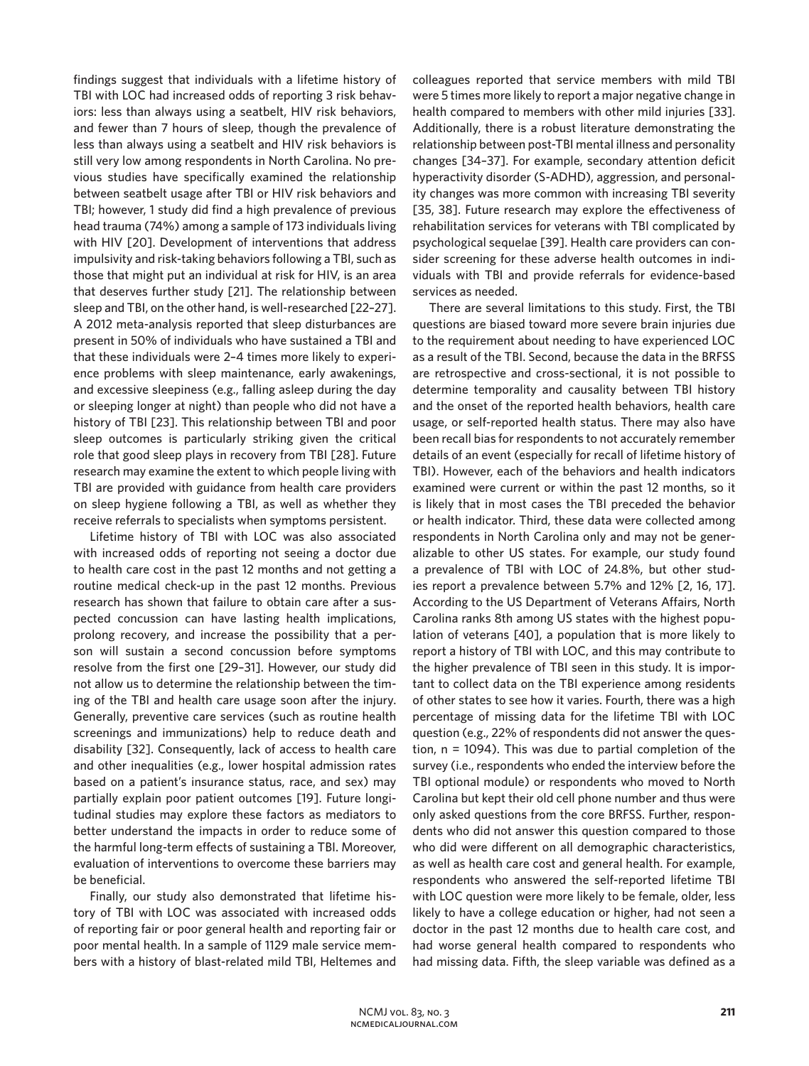findings suggest that individuals with a lifetime history of TBI with LOC had increased odds of reporting 3 risk behaviors: less than always using a seatbelt, HIV risk behaviors, and fewer than 7 hours of sleep, though the prevalence of less than always using a seatbelt and HIV risk behaviors is still very low among respondents in North Carolina. No previous studies have specifically examined the relationship between seatbelt usage after TBI or HIV risk behaviors and TBI; however, 1 study did find a high prevalence of previous head trauma (74%) among a sample of 173 individuals living with HIV [20]. Development of interventions that address impulsivity and risk-taking behaviors following a TBI, such as those that might put an individual at risk for HIV, is an area that deserves further study [21]. The relationship between sleep and TBI, on the other hand, is well-researched [22–27]. A 2012 meta-analysis reported that sleep disturbances are present in 50% of individuals who have sustained a TBI and that these individuals were 2–4 times more likely to experience problems with sleep maintenance, early awakenings, and excessive sleepiness (e.g., falling asleep during the day or sleeping longer at night) than people who did not have a history of TBI [23]. This relationship between TBI and poor sleep outcomes is particularly striking given the critical role that good sleep plays in recovery from TBI [28]. Future research may examine the extent to which people living with TBI are provided with guidance from health care providers on sleep hygiene following a TBI, as well as whether they receive referrals to specialists when symptoms persistent.

Lifetime history of TBI with LOC was also associated with increased odds of reporting not seeing a doctor due to health care cost in the past 12 months and not getting a routine medical check-up in the past 12 months. Previous research has shown that failure to obtain care after a suspected concussion can have lasting health implications, prolong recovery, and increase the possibility that a person will sustain a second concussion before symptoms resolve from the first one [29–31]. However, our study did not allow us to determine the relationship between the timing of the TBI and health care usage soon after the injury. Generally, preventive care services (such as routine health screenings and immunizations) help to reduce death and disability [32]. Consequently, lack of access to health care and other inequalities (e.g., lower hospital admission rates based on a patient's insurance status, race, and sex) may partially explain poor patient outcomes [19]. Future longitudinal studies may explore these factors as mediators to better understand the impacts in order to reduce some of the harmful long-term effects of sustaining a TBI. Moreover, evaluation of interventions to overcome these barriers may be beneficial.

Finally, our study also demonstrated that lifetime history of TBI with LOC was associated with increased odds of reporting fair or poor general health and reporting fair or poor mental health. In a sample of 1129 male service members with a history of blast-related mild TBI, Heltemes and colleagues reported that service members with mild TBI were 5 times more likely to report a major negative change in health compared to members with other mild injuries [33]. Additionally, there is a robust literature demonstrating the relationship between post-TBI mental illness and personality changes [34–37]. For example, secondary attention deficit hyperactivity disorder (S-ADHD), aggression, and personality changes was more common with increasing TBI severity [35, 38]. Future research may explore the effectiveness of rehabilitation services for veterans with TBI complicated by psychological sequelae [39]. Health care providers can consider screening for these adverse health outcomes in individuals with TBI and provide referrals for evidence-based services as needed.

There are several limitations to this study. First, the TBI questions are biased toward more severe brain injuries due to the requirement about needing to have experienced LOC as a result of the TBI. Second, because the data in the BRFSS are retrospective and cross-sectional, it is not possible to determine temporality and causality between TBI history and the onset of the reported health behaviors, health care usage, or self-reported health status. There may also have been recall bias for respondents to not accurately remember details of an event (especially for recall of lifetime history of TBI). However, each of the behaviors and health indicators examined were current or within the past 12 months, so it is likely that in most cases the TBI preceded the behavior or health indicator. Third, these data were collected among respondents in North Carolina only and may not be generalizable to other US states. For example, our study found a prevalence of TBI with LOC of 24.8%, but other studies report a prevalence between 5.7% and 12% [2, 16, 17]. According to the US Department of Veterans Affairs, North Carolina ranks 8th among US states with the highest population of veterans [40], a population that is more likely to report a history of TBI with LOC, and this may contribute to the higher prevalence of TBI seen in this study. It is important to collect data on the TBI experience among residents of other states to see how it varies. Fourth, there was a high percentage of missing data for the lifetime TBI with LOC question (e.g., 22% of respondents did not answer the question, n = 1094). This was due to partial completion of the survey (i.e., respondents who ended the interview before the TBI optional module) or respondents who moved to North Carolina but kept their old cell phone number and thus were only asked questions from the core BRFSS. Further, respondents who did not answer this question compared to those who did were different on all demographic characteristics, as well as health care cost and general health. For example, respondents who answered the self-reported lifetime TBI with LOC question were more likely to be female, older, less likely to have a college education or higher, had not seen a doctor in the past 12 months due to health care cost, and had worse general health compared to respondents who had missing data. Fifth, the sleep variable was defined as a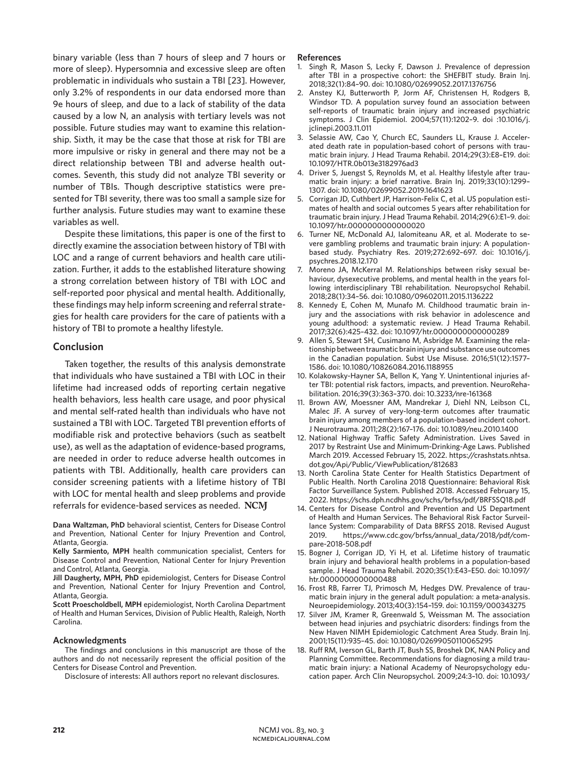binary variable (less than 7 hours of sleep and 7 hours or more of sleep). Hypersomnia and excessive sleep are often problematic in individuals who sustain a TBI [23]. However, only 3.2% of respondents in our data endorsed more than 9e hours of sleep, and due to a lack of stability of the data caused by a low N, an analysis with tertiary levels was not possible. Future studies may want to examine this relationship. Sixth, it may be the case that those at risk for TBI are more impulsive or risky in general and there may not be a direct relationship between TBI and adverse health outcomes. Seventh, this study did not analyze TBI severity or number of TBIs. Though descriptive statistics were presented for TBI severity, there was too small a sample size for further analysis. Future studies may want to examine these variables as well.

Despite these limitations, this paper is one of the first to directly examine the association between history of TBI with LOC and a range of current behaviors and health care utilization. Further, it adds to the established literature showing a strong correlation between history of TBI with LOC and self-reported poor physical and mental health. Additionally, these findings may help inform screening and referral strategies for health care providers for the care of patients with a history of TBI to promote a healthy lifestyle.

## Conclusion

Taken together, the results of this analysis demonstrate that individuals who have sustained a TBI with LOC in their lifetime had increased odds of reporting certain negative health behaviors, less health care usage, and poor physical and mental self-rated health than individuals who have not sustained a TBI with LOC. Targeted TBI prevention efforts of modifiable risk and protective behaviors (such as seatbelt use), as well as the adaptation of evidence-based programs, are needed in order to reduce adverse health outcomes in patients with TBI. Additionally, health care providers can consider screening patients with a lifetime history of TBI with LOC for mental health and sleep problems and provide referrals for evidence-based services as needed. NCMJ

**Dana Waltzman, PhD** behavioral scientist, Centers for Disease Control and Prevention, National Center for Injury Prevention and Control, Atlanta, Georgia.

**Kelly Sarmiento, MPH** health communication specialist, Centers for Disease Control and Prevention, National Center for Injury Prevention and Control, Atlanta, Georgia.

**Jill Daugherty, MPH, PhD** epidemiologist, Centers for Disease Control and Prevention, National Center for Injury Prevention and Control, Atlanta, Georgia.

**Scott Proescholdbell, MPH** epidemiologist, North Carolina Department of Health and Human Services, Division of Public Health, Raleigh, North Carolina.

### Acknowledgments

The findings and conclusions in this manuscript are those of the authors and do not necessarily represent the official position of the Centers for Disease Control and Prevention.

Disclosure of interests: All authors report no relevant disclosures.

### References

1. Singh R, Mason S, Lecky F, Dawson J. Prevalence of depression after TBI in a prospective cohort: the SHEFBIT study. Brain Inj. 2018;32(1):84–90. doi: 10.1080/02699052.2017.1376756
2. Anstey KJ, Butterworth P, Jorm AF, Christensen H, Rodgers B, Windsor TD. A population survey found an association between self-reports of traumatic brain injury and increased psychiatric symptoms. J Clin Epidemiol. 2004;57(11):1202–9. doi :10.1016/j.jclinepi.2003.11.011
3. Selassie AW, Cao Y, Church EC, Saunders LL, Krause J. Accelerated death rate in population-based cohort of persons with traumatic brain injury. J Head Trauma Rehabil. 2014;29(3):E8–E19. doi: 10.1097/HTR.0b013e3182976ad3
4. Driver S, Juengst S, Reynolds M, et al. Healthy lifestyle after traumatic brain injury: a brief narrative. Brain Inj. 2019;33(10):1299–1307. doi: 10.1080/02699052.2019.1641623
5. Corrigan JD, Cuthbert JP, Harrison-Felix C, et al. US population estimates of health and social outcomes 5 years after rehabilitation for traumatic brain injury. J Head Trauma Rehabil. 2014;29(6):E1–9. doi: 10.1097/htr.0000000000000020
6. Turner NE, McDonald AJ, Ialomiteanu AR, et al. Moderate to severe gambling problems and traumatic brain injury: A population-based study. Psychiatry Res. 2019;272:692–697. doi: 10.1016/j.psychres.2018.12.170
7. Moreno JA, McKerral M. Relationships between risky sexual behaviour, dysexecutive problems, and mental health in the years following interdisciplinary TBI rehabilitation. Neuropsychol Rehabil. 2018;28(1):34–56. doi: 10.1080/09602011.2015.1136222
8. Kennedy E, Cohen M, Munafo M. Childhood traumatic brain injury and the associations with risk behavior in adolescence and young adulthood: a systematic review. J Head Trauma Rehabil. 2017;32(6):425–432. doi: 10.1097/htr.0000000000000289
9. Allen S, Stewart SH, Cusimano M, Asbridge M. Examining the relationship between traumatic brain injury and substance use outcomes in the Canadian population. Subst Use Misuse. 2016;51(12):1577–1586. doi: 10.1080/10826084.2016.1188955
10. Kolakowsky-Hayner SA, Bellon K, Yang Y. Unintentional injuries after TBI: potential risk factors, impacts, and prevention. NeuroRehabilitation. 2016;39(3):363–370. doi: 10.3233/nre-161368
11. Brown AW, Moessner AM, Mandrekar J, Diehl NN, Leibson CL, Malec JF. A survey of very-long-term outcomes after traumatic brain injury among members of a population-based incident cohort. J Neurotrauma. 2011;28(2):167–176. doi: 10.1089/neu.2010.1400
12. National Highway Traffic Safety Administration. Lives Saved in 2017 by Restraint Use and Minimum-Drinking-Age Laws. Published March 2019. Accessed February 15, 2022. https://crashstats.nhtsa.dot.gov/Api/Public/ViewPublication/812683
13. North Carolina State Center for Health Statistics Department of Public Health. North Carolina 2018 Questionnaire: Behavioral Risk Factor Surveillance System. Published 2018. Accessed February 15, 2022. https://schs.dph.ncdhhs.gov/schs/brfss/pdf/BRFSSQ18.pdf
14. Centers for Disease Control and Prevention and US Department of Health and Human Services. The Behavioral Risk Factor Surveillance System: Comparability of Data BRFSS 2018. Revised August 2019. https://www.cdc.gov/brfss/annual_data/2018/pdf/compare-2018-508.pdf
15. Bogner J, Corrigan JD, Yi H, et al. Lifetime history of traumatic brain injury and behavioral health problems in a population-based sample. J Head Trauma Rehabil. 2020;35(1):E43–E50. doi: 10.1097/htr.0000000000000488
16. Frost RB, Farrer TJ, Primosch M, Hedges DW. Prevalence of traumatic brain injury in the general adult population: a meta-analysis. Neuroepidemiology. 2013;40(3):154–159. doi: 10.1159/000343275
17. Silver JM, Kramer R, Greenwald S, Weissman M. The association between head injuries and psychiatric disorders: findings from the New Haven NIMH Epidemiologic Catchment Area Study. Brain Inj. 2001;15(11):935–45. doi: 10.1080/02699050110065295
18. Ruff RM, Iverson GL, Barth JT, Bush SS, Broshek DK, NAN Policy and Planning Committee. Recommendations for diagnosing a mild traumatic brain injury: a National Academy of Neuropsychology education paper. Arch Clin Neuropsychol. 2009;24:3–10. doi: 10.1093/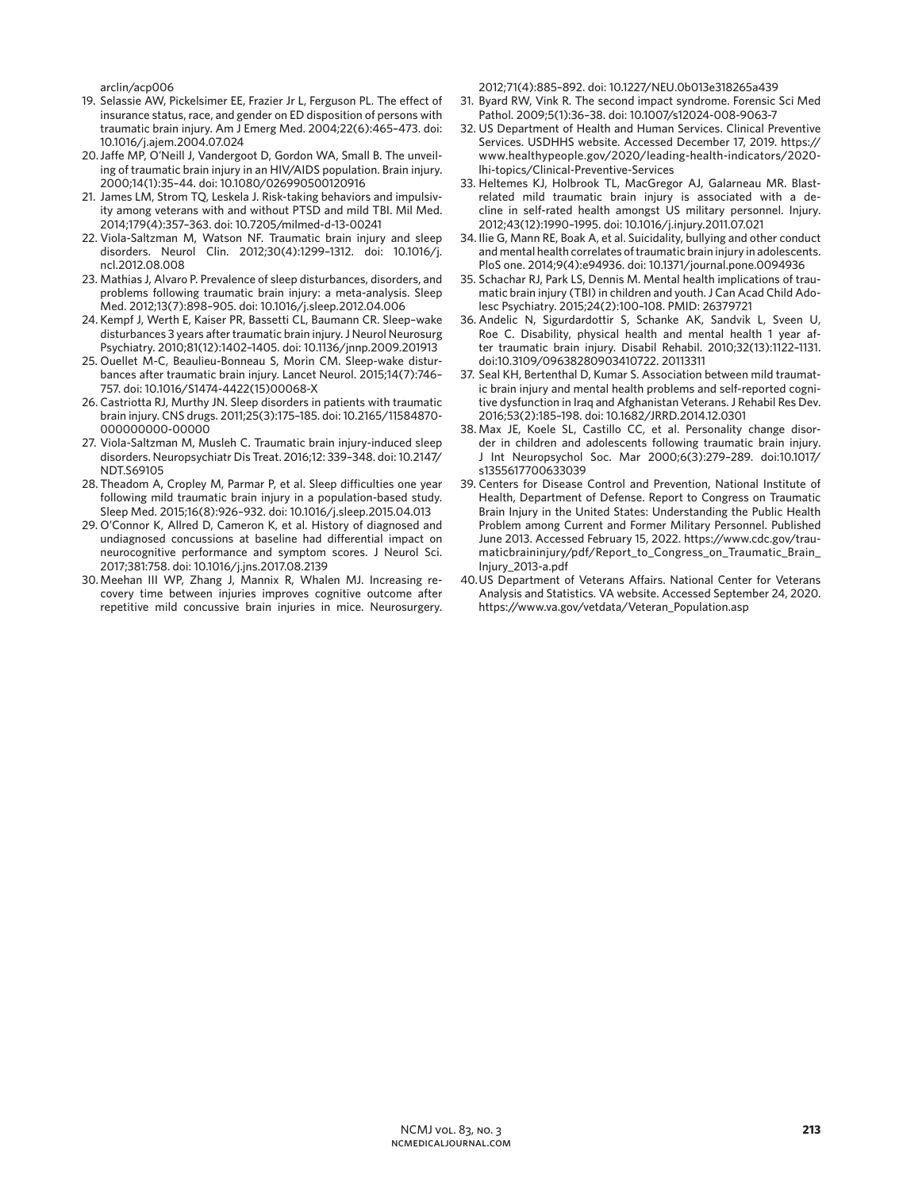arclin/acp006

19. Selassie AW, Pickelsimer EE, Frazier Jr L, Ferguson PL. The effect of insurance status, race, and gender on ED disposition of persons with traumatic brain injury. Am J Emerg Med. 2004;22(6):465–473. doi: 10.1016/j.ajem.2004.07.024
20. Jaffe MP, O'Neill J, Vandergoot D, Gordon WA, Small B. The unveiling of traumatic brain injury in an HIV/AIDS population. Brain injury. 2000;14(1):35–44. doi: 10.1080/026990500120916
21. James LM, Strom TQ, Leskela J. Risk-taking behaviors and impulsivity among veterans with and without PTSD and mild TBI. Mil Med. 2014;179(4):357–363. doi: 10.7205/milmed-d-13-00241
22. Viola-Saltzman M, Watson NF. Traumatic brain injury and sleep disorders. Neurol Clin. 2012;30(4):1299–1312. doi: 10.1016/j.ncl.2012.08.008
23. Mathias J, Alvaro P. Prevalence of sleep disturbances, disorders, and problems following traumatic brain injury: a meta-analysis. Sleep Med. 2012;13(7):898–905. doi: 10.1016/j.sleep.2012.04.006
24. Kempf J, Werth E, Kaiser PR, Bassetti CL, Baumann CR. Sleep–wake disturbances 3 years after traumatic brain injury. J Neurol Neurosurg Psychiatry. 2010;81(12):1402–1405. doi: 10.1136/jnnp.2009.201913
25. Ouellet M-C, Beaulieu-Bonneau S, Morin CM. Sleep-wake disturbances after traumatic brain injury. Lancet Neurol. 2015;14(7):746–757. doi: 10.1016/S1474-4422(15)00068-X
26. Castriotta RJ, Murthy JN. Sleep disorders in patients with traumatic brain injury. CNS drugs. 2011;25(3):175–185. doi: 10.2165/11584870-000000000-00000
27. Viola-Saltzman M, Musleh C. Traumatic brain injury-induced sleep disorders. Neuropsychiatr Dis Treat. 2016;12: 339–348. doi: 10.2147/NDT.S69105
28. Theadom A, Cropley M, Parmar P, et al. Sleep difficulties one year following mild traumatic brain injury in a population-based study. Sleep Med. 2015;16(8):926–932. doi: 10.1016/j.sleep.2015.04.013
29. O'Connor K, Allred D, Cameron K, et al. History of diagnosed and undiagnosed concussions at baseline had differential impact on neurocognitive performance and symptom scores. J Neurol Sci. 2017;381:758. doi: 10.1016/j.jns.2017.08.2139
30. Meehan III WP, Zhang J, Mannix R, Whalen MJ. Increasing recovery time between injuries improves cognitive outcome after repetitive mild concussive brain injuries in mice. Neurosurgery. 2012;71(4):885–892. doi: 10.1227/NEU.0b013e318265a439
31. Byard RW, Vink R. The second impact syndrome. Forensic Sci Med Pathol. 2009;5(1):36–38. doi: 10.1007/s12024-008-9063-7
32. US Department of Health and Human Services. Clinical Preventive Services. USDHHS website. Accessed December 17, 2019. https://www.healthypeople.gov/2020/leading-health-indicators/2020-lhi-topics/Clinical-Preventive-Services
33. Heltemes KJ, Holbrook TL, MacGregor AJ, Galarneau MR. Blast-related mild traumatic brain injury is associated with a decline in self-rated health amongst US military personnel. Injury. 2012;43(12):1990–1995. doi: 10.1016/j.injury.2011.07.021
34. Ilie G, Mann RE, Boak A, et al. Suicidality, bullying and other conduct and mental health correlates of traumatic brain injury in adolescents. PloS one. 2014;9(4):e94936. doi: 10.1371/journal.pone.0094936
35. Schachar RJ, Park LS, Dennis M. Mental health implications of traumatic brain injury (TBI) in children and youth. J Can Acad Child Adolesc Psychiatry. 2015;24(2):100–108. PMID: 26379721
36. Andelic N, Sigurdardottir S, Schanke AK, Sandvik L, Sveen U, Roe C. Disability, physical health and mental health 1 year after traumatic brain injury. Disabil Rehabil. 2010;32(13):1122–1131. doi:10.3109/09638280903410722. 20113311
37. Seal KH, Bertenthal D, Kumar S. Association between mild traumatic brain injury and mental health problems and self-reported cognitive dysfunction in Iraq and Afghanistan Veterans. J Rehabil Res Dev. 2016;53(2):185–198. doi: 10.1682/JRRD.2014.12.0301
38. Max JE, Koele SL, Castillo CC, et al. Personality change disorder in children and adolescents following traumatic brain injury. J Int Neuropsychol Soc. Mar 2000;6(3):279–289. doi:10.1017/s1355617700633039
39. Centers for Disease Control and Prevention, National Institute of Health, Department of Defense. Report to Congress on Traumatic Brain Injury in the United States: Understanding the Public Health Problem among Current and Former Military Personnel. Published June 2013. Accessed February 15, 2022. https://www.cdc.gov/traumaticbraininjury/pdf/Report_to_Congress_on_Traumatic_Brain_Injury_2013-a.pdf
40. US Department of Veterans Affairs. National Center for Veterans Analysis and Statistics. VA website. Accessed September 24, 2020. https://www.va.gov/vetdata/Veteran_Population.asp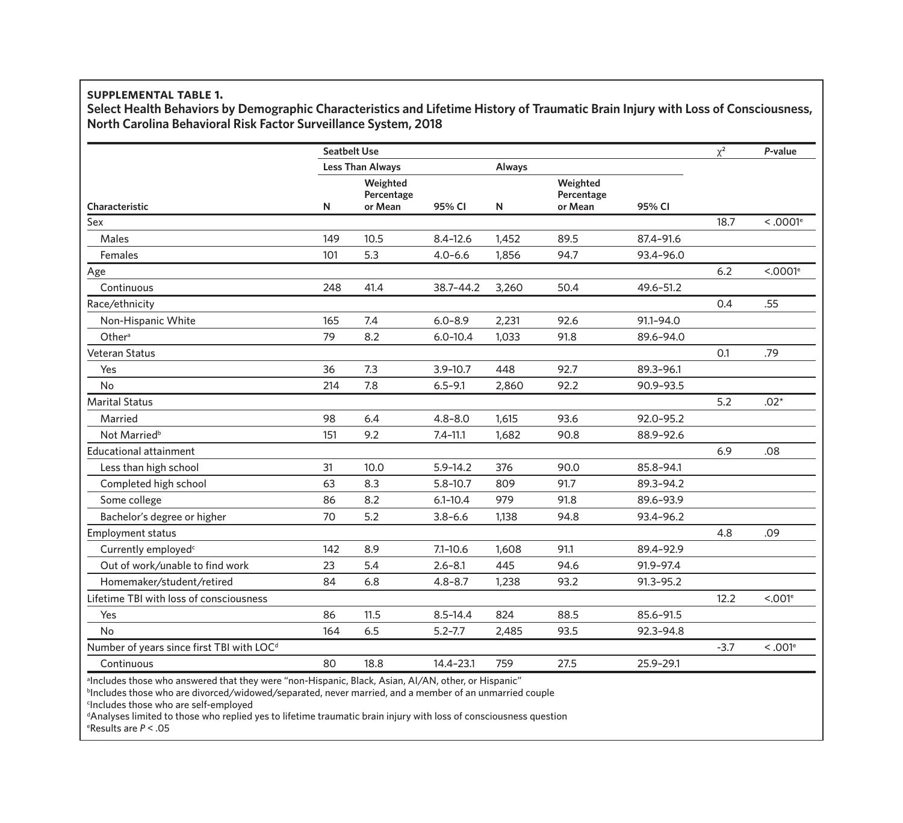**SUPPLEMENTAL TABLE 1.**

**Select Health Behaviors by Demographic Characteristics and Lifetime History of Traumatic Brain Injury with Loss of Consciousness, North Carolina Behavioral Risk Factor Surveillance System, 2018**

| | Seatbelt Use | | | | | | $\chi^2$ | *P*-value |
|---|---|---|---|---|---|---|---|---|
| | Less Than Always | | | Always | | | | |
| Characteristic | N | Weighted Percentage or Mean | 95% CI | N | Weighted Percentage or Mean | 95% CI | | |
| Sex | | | | | | | 18.7 | < .0001[e] |
| Males | 149 | 10.5 | 8.4–12.6 | 1,452 | 89.5 | 87.4–91.6 | | |
| Females | 101 | 5.3 | 4.0–6.6 | 1,856 | 94.7 | 93.4–96.0 | | |
| Age | | | | | | | 6.2 | <.0001[e] |
| Continuous | 248 | 41.4 | 38.7–44.2 | 3,260 | 50.4 | 49.6–51.2 | | |
| Race/ethnicity | | | | | | | 0.4 | .55 |
| Non-Hispanic White | 165 | 7.4 | 6.0–8.9 | 2,231 | 92.6 | 91.1–94.0 | | |
| Other[a] | 79 | 8.2 | 6.0–10.4 | 1,033 | 91.8 | 89.6–94.0 | | |
| Veteran Status | | | | | | | 0.1 | .79 |
| Yes | 36 | 7.3 | 3.9–10.7 | 448 | 92.7 | 89.3–96.1 | | |
| No | 214 | 7.8 | 6.5–9.1 | 2,860 | 92.2 | 90.9–93.5 | | |
| Marital Status | | | | | | | 5.2 | .02* |
| Married | 98 | 6.4 | 4.8–8.0 | 1,615 | 93.6 | 92.0–95.2 | | |
| Not Married[b] | 151 | 9.2 | 7.4–11.1 | 1,682 | 90.8 | 88.9–92.6 | | |
| Educational attainment | | | | | | | 6.9 | .08 |
| Less than high school | 31 | 10.0 | 5.9–14.2 | 376 | 90.0 | 85.8–94.1 | | |
| Completed high school | 63 | 8.3 | 5.8–10.7 | 809 | 91.7 | 89.3–94.2 | | |
| Some college | 86 | 8.2 | 6.1–10.4 | 979 | 91.8 | 89.6–93.9 | | |
| Bachelor's degree or higher | 70 | 5.2 | 3.8–6.6 | 1,138 | 94.8 | 93.4–96.2 | | |
| Employment status | | | | | | | 4.8 | .09 |
| Currently employed[c] | 142 | 8.9 | 7.1–10.6 | 1,608 | 91.1 | 89.4–92.9 | | |
| Out of work/unable to find work | 23 | 5.4 | 2.6–8.1 | 445 | 94.6 | 91.9–97.4 | | |
| Homemaker/student/retired | 84 | 6.8 | 4.8–8.7 | 1,238 | 93.2 | 91.3–95.2 | | |
| Lifetime TBI with loss of consciousness | | | | | | | 12.2 | <.001[e] |
| Yes | 86 | 11.5 | 8.5–14.4 | 824 | 88.5 | 85.6–91.5 | | |
| No | 164 | 6.5 | 5.2–7.7 | 2,485 | 93.5 | 92.3–94.8 | | |
| Number of years since first TBI with LOC[d] | | | | | | | -3.7 | < .001[e] |
| Continuous | 80 | 18.8 | 14.4–23.1 | 759 | 27.5 | 25.9–29.1 | | |

[a]Includes those who answered that they were "non-Hispanic, Black, Asian, AI/AN, other, or Hispanic"
[b]Includes those who are divorced/widowed/separated, never married, and a member of an unmarried couple
[c]Includes those who are self-employed
[d]Analyses limited to those who replied yes to lifetime traumatic brain injury with loss of consciousness question
[e]Results are $P < .05$